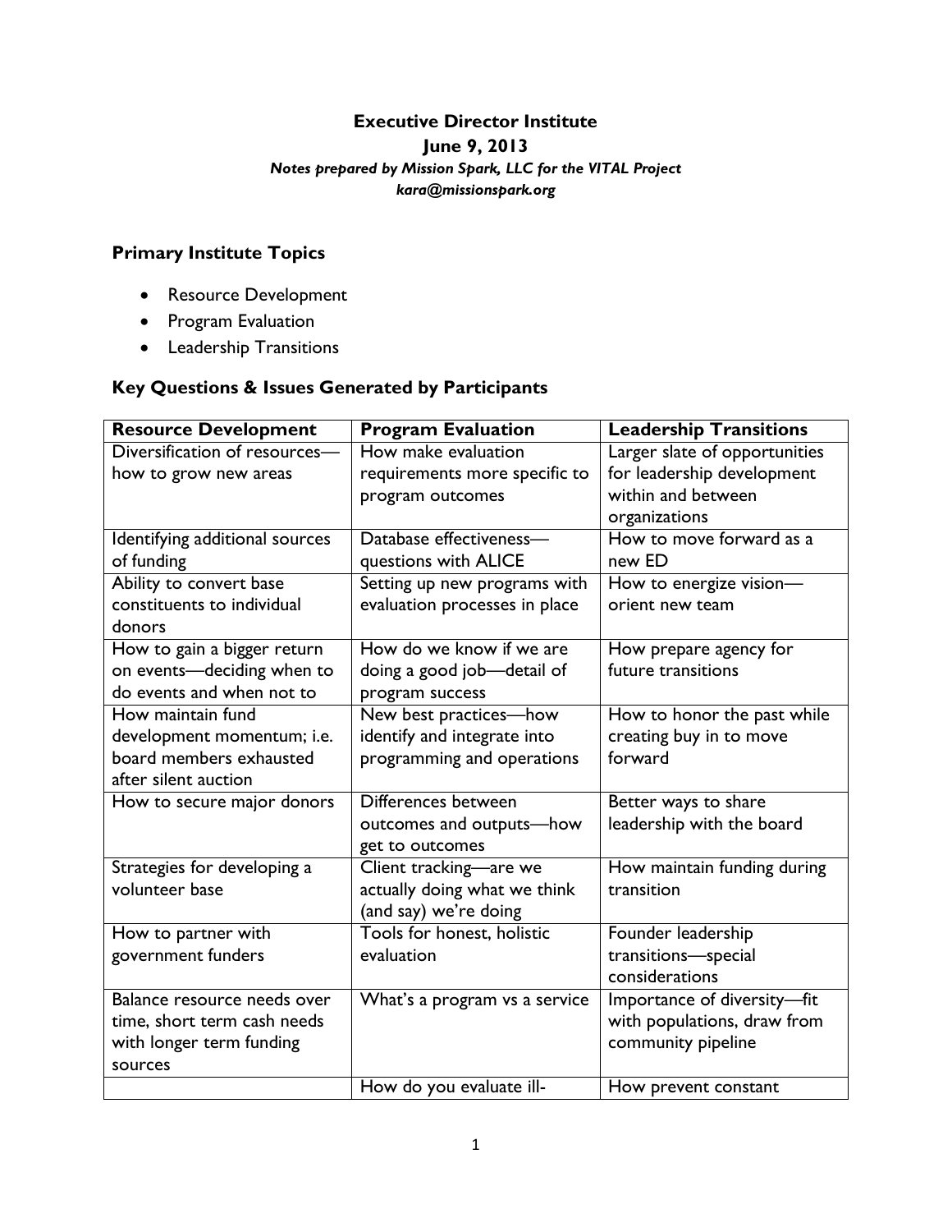# Executive Director Institute

**June 9, 2013**

***Notes prepared by Mission Spark, LLC for the VITAL Project***

***kara@missionspark.org***

## Primary Institute Topics

- Resource Development
- Program Evaluation
- Leadership Transitions

## Key Questions & Issues Generated by Participants

| Resource Development | Program Evaluation | Leadership Transitions |
|---|---|---|
| Diversification of resources—how to grow new areas | How make evaluation requirements more specific to program outcomes | Larger slate of opportunities for leadership development within and between organizations |
| Identifying additional sources of funding | Database effectiveness—questions with ALICE | How to move forward as a new ED |
| Ability to convert base constituents to individual donors | Setting up new programs with evaluation processes in place | How to energize vision—orient new team |
| How to gain a bigger return on events—deciding when to do events and when not to | How do we know if we are doing a good job—detail of program success | How prepare agency for future transitions |
| How maintain fund development momentum; i.e. board members exhausted after silent auction | New best practices—how identify and integrate into programming and operations | How to honor the past while creating buy in to move forward |
| How to secure major donors | Differences between outcomes and outputs—how get to outcomes | Better ways to share leadership with the board |
| Strategies for developing a volunteer base | Client tracking—are we actually doing what we think (and say) we're doing | How maintain funding during transition |
| How to partner with government funders | Tools for honest, holistic evaluation | Founder leadership transitions—special considerations |
| Balance resource needs over time, short term cash needs with longer term funding sources | What's a program vs a service | Importance of diversity—fit with populations, draw from community pipeline |
| | How do you evaluate ill- | How prevent constant |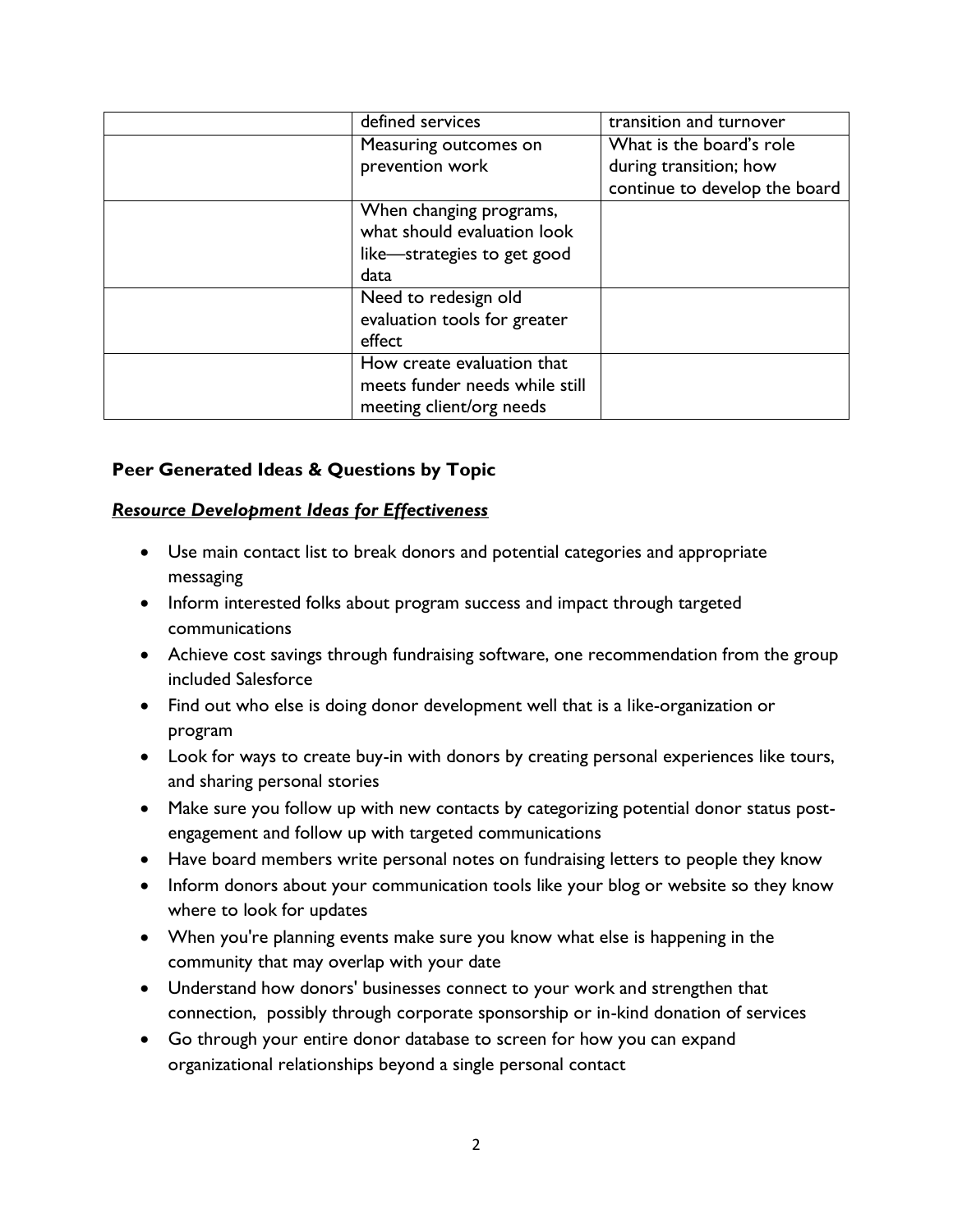| | | |
|---|---|---|
| | defined services | transition and turnover |
| | Measuring outcomes on prevention work | What is the board's role during transition; how continue to develop the board |
| | When changing programs, what should evaluation look like—strategies to get good data | |
| | Need to redesign old evaluation tools for greater effect | |
| | How create evaluation that meets funder needs while still meeting client/org needs | |

### Peer Generated Ideas & Questions by Topic

***Resource Development Ideas for Effectiveness***

- Use main contact list to break donors and potential categories and appropriate messaging
- Inform interested folks about program success and impact through targeted communications
- Achieve cost savings through fundraising software, one recommendation from the group included Salesforce
- Find out who else is doing donor development well that is a like-organization or program
- Look for ways to create buy-in with donors by creating personal experiences like tours, and sharing personal stories
- Make sure you follow up with new contacts by categorizing potential donor status post-engagement and follow up with targeted communications
- Have board members write personal notes on fundraising letters to people they know
- Inform donors about your communication tools like your blog or website so they know where to look for updates
- When you're planning events make sure you know what else is happening in the community that may overlap with your date
- Understand how donors' businesses connect to your work and strengthen that connection, possibly through corporate sponsorship or in-kind donation of services
- Go through your entire donor database to screen for how you can expand organizational relationships beyond a single personal contact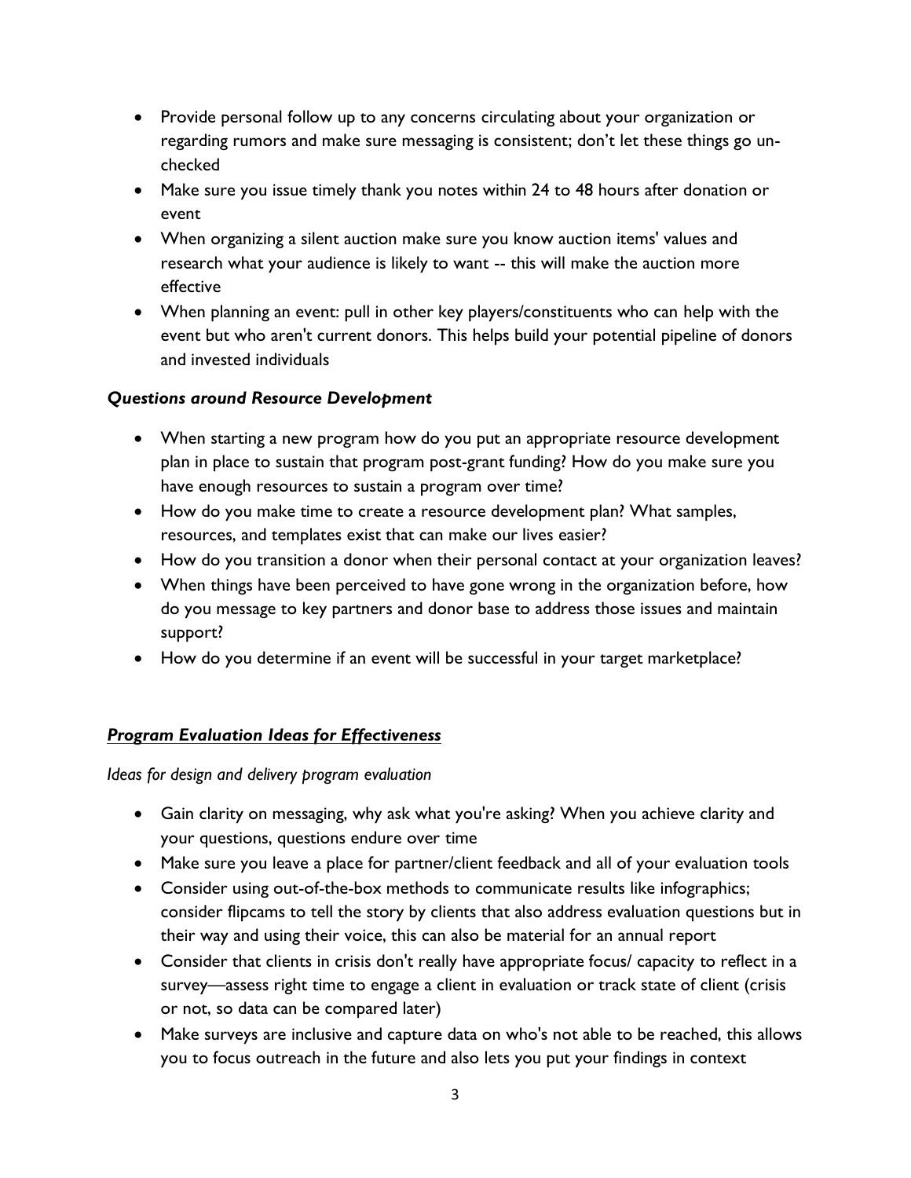- Provide personal follow up to any concerns circulating about your organization or regarding rumors and make sure messaging is consistent; don't let these things go un-checked
- Make sure you issue timely thank you notes within 24 to 48 hours after donation or event
- When organizing a silent auction make sure you know auction items' values and research what your audience is likely to want -- this will make the auction more effective
- When planning an event: pull in other key players/constituents who can help with the event but who aren't current donors. This helps build your potential pipeline of donors and invested individuals

### *Questions around Resource Development*

- When starting a new program how do you put an appropriate resource development plan in place to sustain that program post-grant funding? How do you make sure you have enough resources to sustain a program over time?
- How do you make time to create a resource development plan? What samples, resources, and templates exist that can make our lives easier?
- How do you transition a donor when their personal contact at your organization leaves?
- When things have been perceived to have gone wrong in the organization before, how do you message to key partners and donor base to address those issues and maintain support?
- How do you determine if an event will be successful in your target marketplace?

## ***Program Evaluation Ideas for Effectiveness***

*Ideas for design and delivery program evaluation*

- Gain clarity on messaging, why ask what you're asking? When you achieve clarity and your questions, questions endure over time
- Make sure you leave a place for partner/client feedback and all of your evaluation tools
- Consider using out-of-the-box methods to communicate results like infographics; consider flipcams to tell the story by clients that also address evaluation questions but in their way and using their voice, this can also be material for an annual report
- Consider that clients in crisis don't really have appropriate focus/ capacity to reflect in a survey—assess right time to engage a client in evaluation or track state of client (crisis or not, so data can be compared later)
- Make surveys are inclusive and capture data on who's not able to be reached, this allows you to focus outreach in the future and also lets you put your findings in context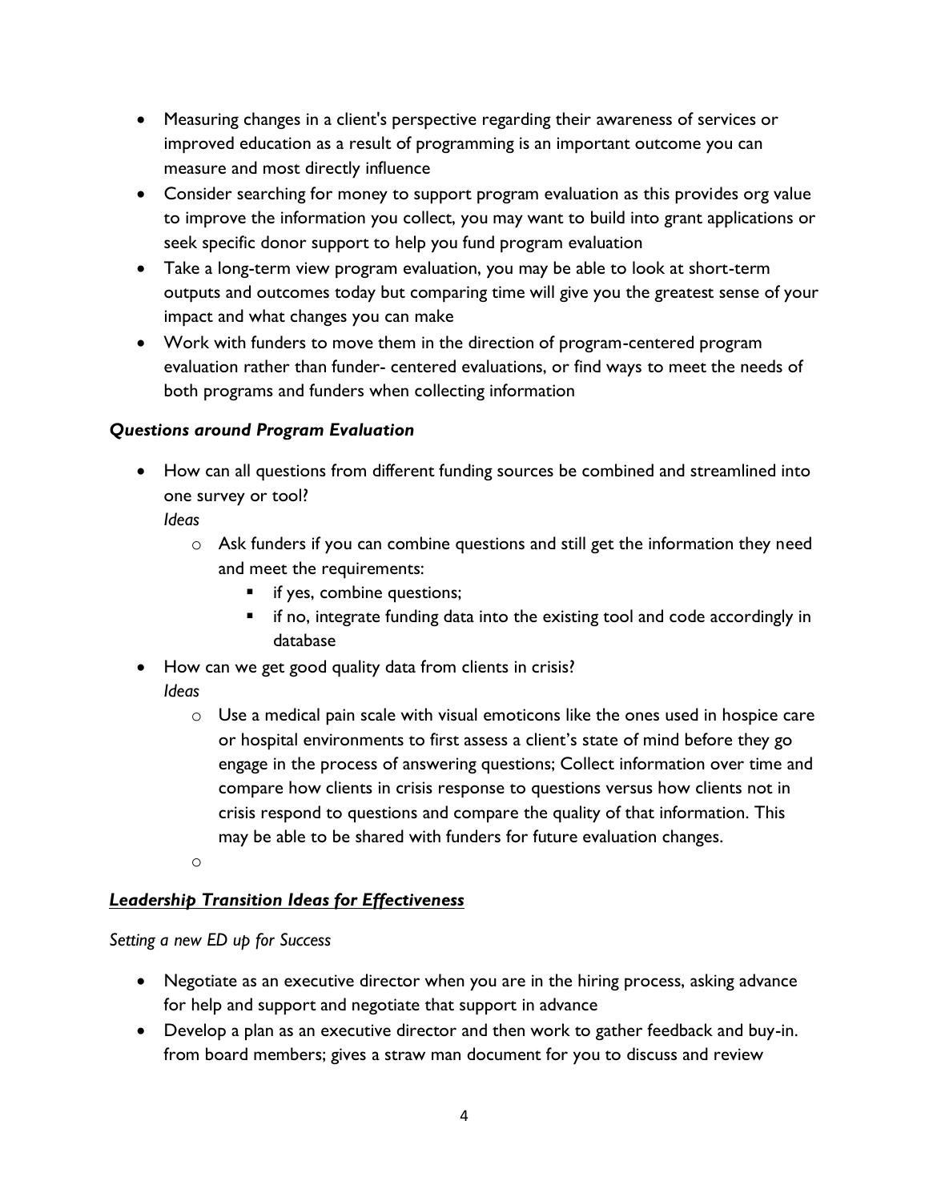- Measuring changes in a client's perspective regarding their awareness of services or improved education as a result of programming is an important outcome you can measure and most directly influence
- Consider searching for money to support program evaluation as this provides org value to improve the information you collect, you may want to build into grant applications or seek specific donor support to help you fund program evaluation
- Take a long-term view program evaluation, you may be able to look at short-term outputs and outcomes today but comparing time will give you the greatest sense of your impact and what changes you can make
- Work with funders to move them in the direction of program-centered program evaluation rather than funder- centered evaluations, or find ways to meet the needs of both programs and funders when collecting information

### *Questions around Program Evaluation*

- How can all questions from different funding sources be combined and streamlined into one survey or tool?
  *Ideas*
  - Ask funders if you can combine questions and still get the information they need and meet the requirements:
    - if yes, combine questions;
    - if no, integrate funding data into the existing tool and code accordingly in database
- How can we get good quality data from clients in crisis?
  *Ideas*
  - Use a medical pain scale with visual emoticons like the ones used in hospice care or hospital environments to first assess a client's state of mind before they go engage in the process of answering questions; Collect information over time and compare how clients in crisis response to questions versus how clients not in crisis respond to questions and compare the quality of that information. This may be able to be shared with funders for future evaluation changes.
  -

## ***<u>Leadership Transition Ideas for Effectiveness</u>***

*Setting a new ED up for Success*

- Negotiate as an executive director when you are in the hiring process, asking advance for help and support and negotiate that support in advance
- Develop a plan as an executive director and then work to gather feedback and buy-in. from board members; gives a straw man document for you to discuss and review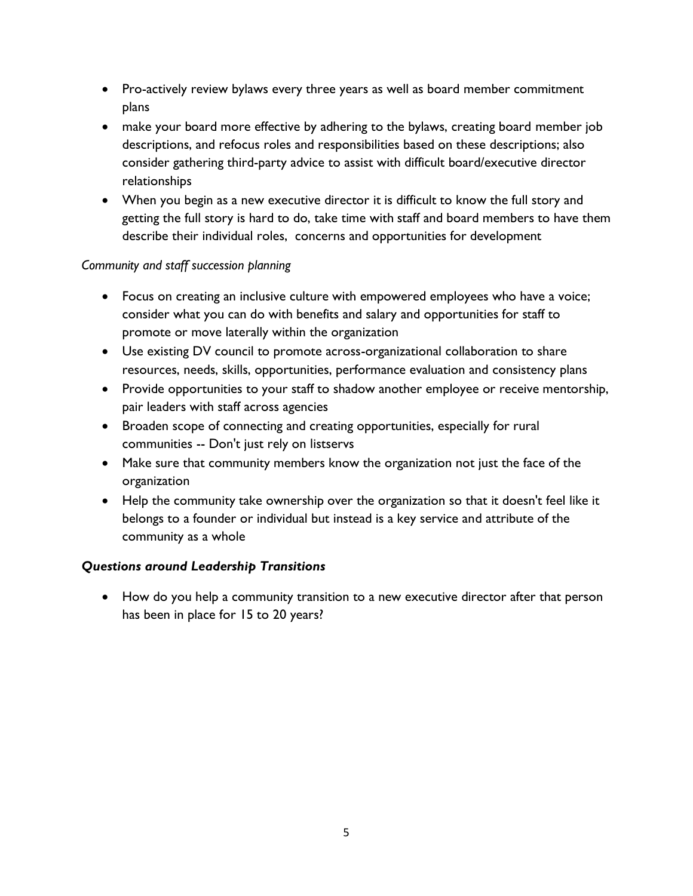- Pro-actively review bylaws every three years as well as board member commitment plans
- make your board more effective by adhering to the bylaws, creating board member job descriptions, and refocus roles and responsibilities based on these descriptions; also consider gathering third-party advice to assist with difficult board/executive director relationships
- When you begin as a new executive director it is difficult to know the full story and getting the full story is hard to do, take time with staff and board members to have them describe their individual roles, concerns and opportunities for development

*Community and staff succession planning*

- Focus on creating an inclusive culture with empowered employees who have a voice; consider what you can do with benefits and salary and opportunities for staff to promote or move laterally within the organization
- Use existing DV council to promote across-organizational collaboration to share resources, needs, skills, opportunities, performance evaluation and consistency plans
- Provide opportunities to your staff to shadow another employee or receive mentorship, pair leaders with staff across agencies
- Broaden scope of connecting and creating opportunities, especially for rural communities -- Don't just rely on listservs
- Make sure that community members know the organization not just the face of the organization
- Help the community take ownership over the organization so that it doesn't feel like it belongs to a founder or individual but instead is a key service and attribute of the community as a whole

***Questions around Leadership Transitions***

- How do you help a community transition to a new executive director after that person has been in place for 15 to 20 years?